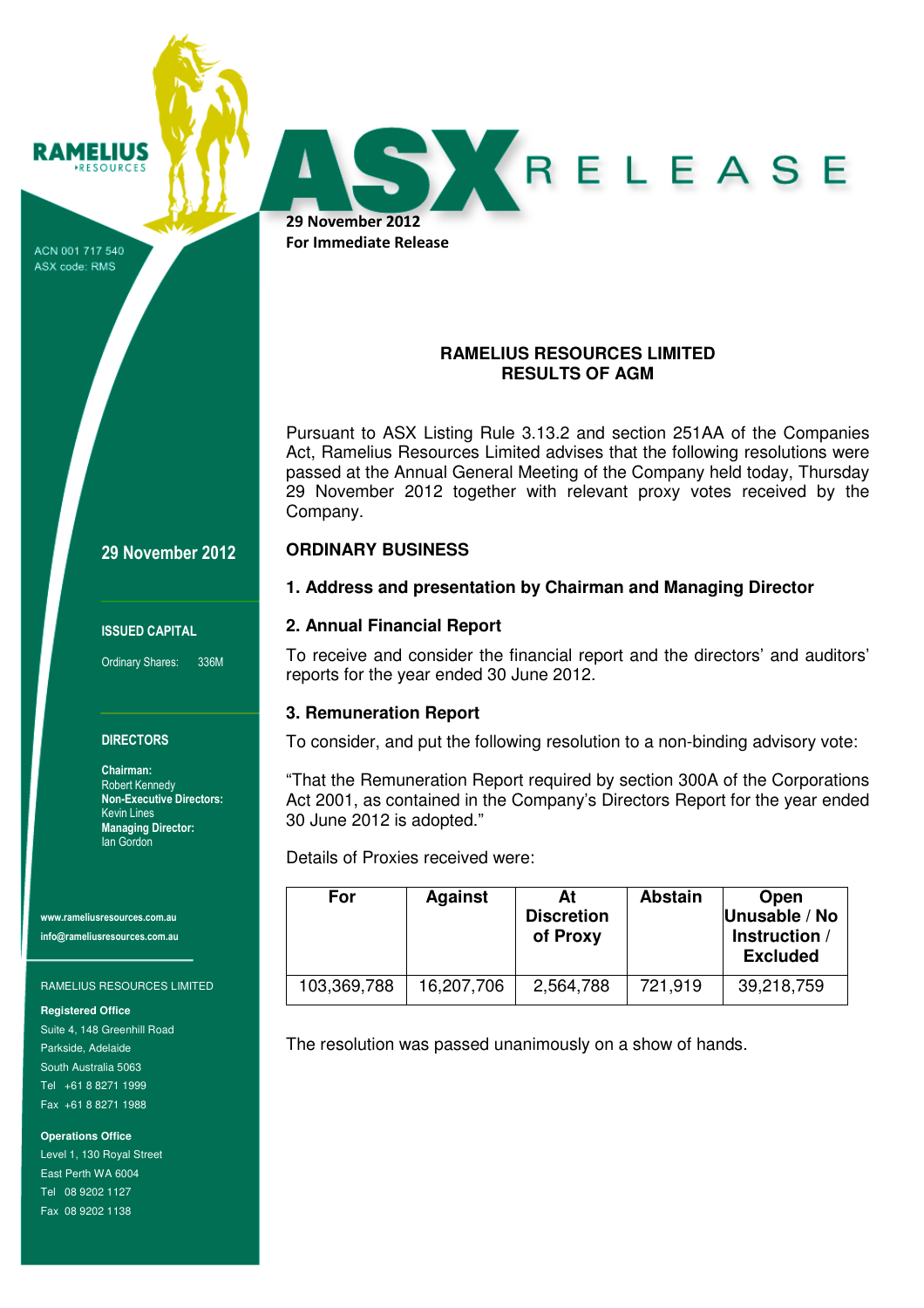RAMELIUS RESOURCES

ACN 001 717 540
ASX code: RMS

**ASX RELEASE**

**29 November 2012**
**For Immediate Release**

**29 November 2012**

**ISSUED CAPITAL**

Ordinary Shares: 336M

**DIRECTORS**

**Chairman:**
Robert Kennedy
**Non-Executive Directors:**
Kevin Lines
**Managing Director:**
Ian Gordon

www.rameliusresources.com.au
info@rameliusresources.com.au

RAMELIUS RESOURCES LIMITED

**Registered Office**
Suite 4, 148 Greenhill Road
Parkside, Adelaide
South Australia 5063
Tel +61 8 8271 1999
Fax +61 8 8271 1988

**Operations Office**
Level 1, 130 Royal Street
East Perth WA 6004
Tel 08 9202 1127
Fax 08 9202 1138

## RAMELIUS RESOURCES LIMITED
## RESULTS OF AGM

Pursuant to ASX Listing Rule 3.13.2 and section 251AA of the Companies Act, Ramelius Resources Limited advises that the following resolutions were passed at the Annual General Meeting of the Company held today, Thursday 29 November 2012 together with relevant proxy votes received by the Company.

### ORDINARY BUSINESS

#### 1. Address and presentation by Chairman and Managing Director

#### 2. Annual Financial Report

To receive and consider the financial report and the directors' and auditors' reports for the year ended 30 June 2012.

#### 3. Remuneration Report

To consider, and put the following resolution to a non-binding advisory vote:

"That the Remuneration Report required by section 300A of the Corporations Act 2001, as contained in the Company's Directors Report for the year ended 30 June 2012 is adopted."

Details of Proxies received were:

| For | Against | At Discretion of Proxy | Abstain | Open Unusable / No Instruction / Excluded |
|---|---|---|---|---|
| 103,369,788 | 16,207,706 | 2,564,788 | 721,919 | 39,218,759 |

The resolution was passed unanimously on a show of hands.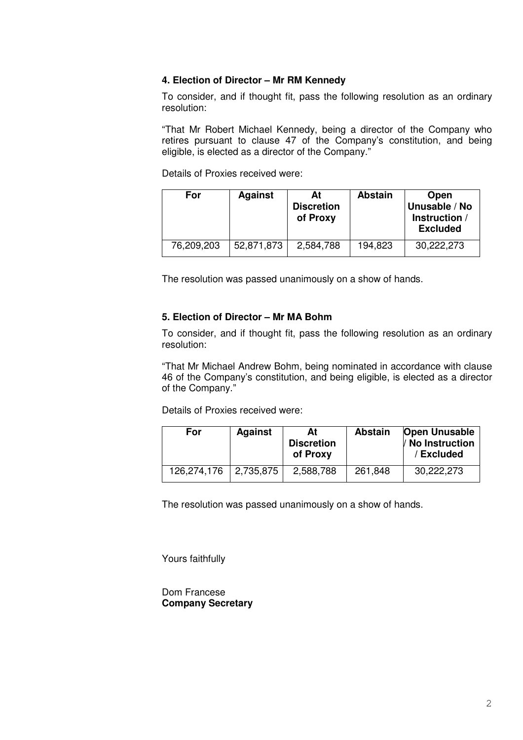**4. Election of Director – Mr RM Kennedy**

To consider, and if thought fit, pass the following resolution as an ordinary resolution:

"That Mr Robert Michael Kennedy, being a director of the Company who retires pursuant to clause 47 of the Company's constitution, and being eligible, is elected as a director of the Company."

Details of Proxies received were:

| For | Against | At Discretion of Proxy | Abstain | Open Unusable / No Instruction / Excluded |
|---|---|---|---|---|
| 76,209,203 | 52,871,873 | 2,584,788 | 194,823 | 30,222,273 |

The resolution was passed unanimously on a show of hands.

**5. Election of Director – Mr MA Bohm**

To consider, and if thought fit, pass the following resolution as an ordinary resolution:

"That Mr Michael Andrew Bohm, being nominated in accordance with clause 46 of the Company's constitution, and being eligible, is elected as a director of the Company."

Details of Proxies received were:

| For | Against | At Discretion of Proxy | Abstain | Open Unusable / No Instruction / Excluded |
|---|---|---|---|---|
| 126,274,176 | 2,735,875 | 2,588,788 | 261,848 | 30,222,273 |

The resolution was passed unanimously on a show of hands.

Yours faithfully

Dom Francese
**Company Secretary**